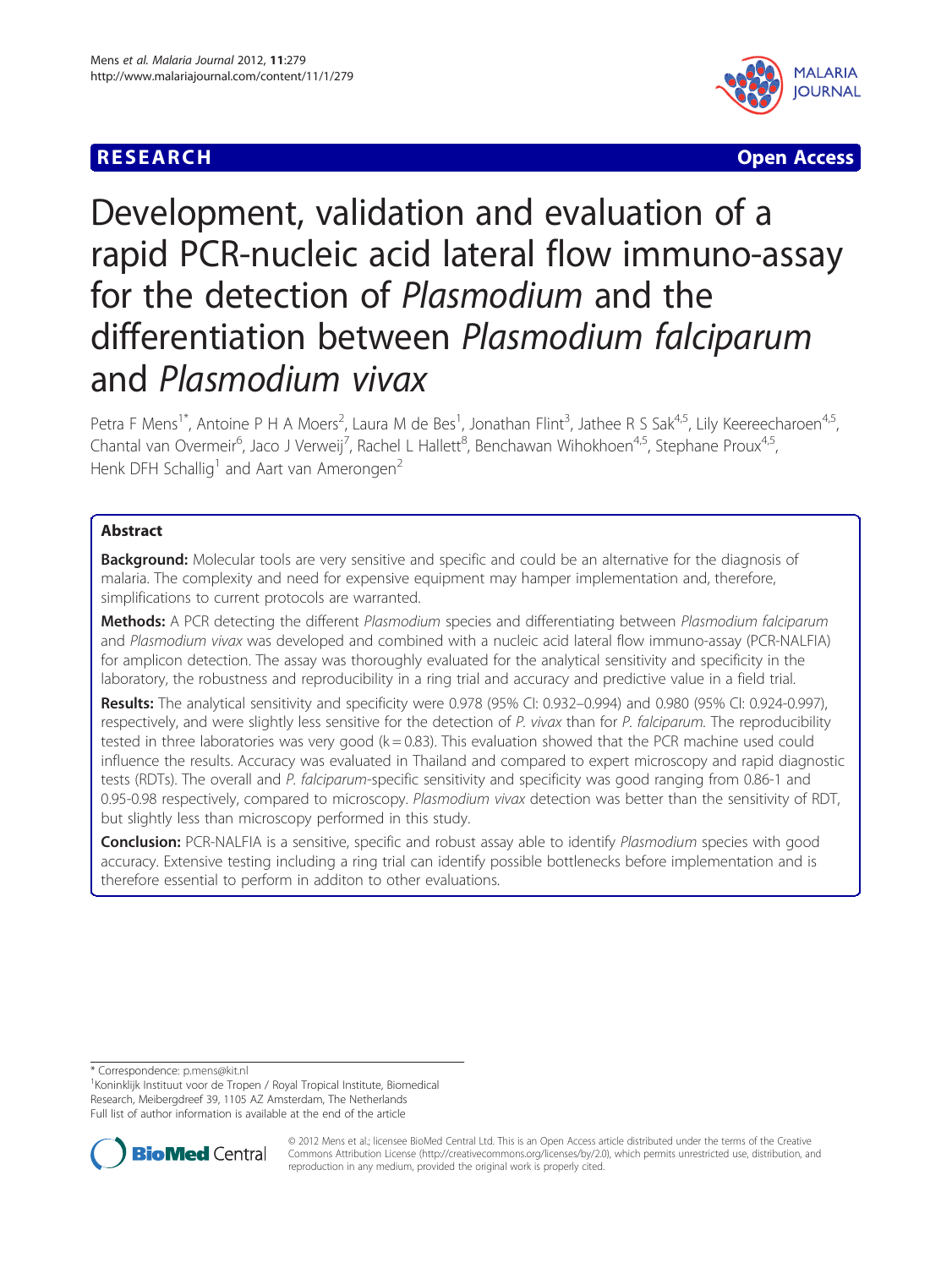RESEARCH Open Access

# Development, validation and evaluation of a rapid PCR-nucleic acid lateral flow immuno-assay for the detection of *Plasmodium* and the differentiation between *Plasmodium falciparum* and *Plasmodium vivax*

Petra F Mens[1*], Antoine P H A Moers[2], Laura M de Bes[1], Jonathan Flint[3], Jathee R S Sak[4,5], Lily Keereecharoen[4,5], Chantal van Overmeir[6], Jaco J Verweij[7], Rachel L Hallett[8], Benchawan Wihokhoen[4,5], Stephane Proux[4,5], Henk DFH Schallig[1] and Aart van Amerongen[2]

## Abstract

**Background:** Molecular tools are very sensitive and specific and could be an alternative for the diagnosis of malaria. The complexity and need for expensive equipment may hamper implementation and, therefore, simplifications to current protocols are warranted.

**Methods:** A PCR detecting the different *Plasmodium* species and differentiating between *Plasmodium falciparum* and *Plasmodium vivax* was developed and combined with a nucleic acid lateral flow immuno-assay (PCR-NALFIA) for amplicon detection. The assay was thoroughly evaluated for the analytical sensitivity and specificity in the laboratory, the robustness and reproducibility in a ring trial and accuracy and predictive value in a field trial.

**Results:** The analytical sensitivity and specificity were 0.978 (95% CI: 0.932–0.994) and 0.980 (95% CI: 0.924-0.997), respectively, and were slightly less sensitive for the detection of *P. vivax* than for *P. falciparum*. The reproducibility tested in three laboratories was very good (k = 0.83). This evaluation showed that the PCR machine used could influence the results. Accuracy was evaluated in Thailand and compared to expert microscopy and rapid diagnostic tests (RDTs). The overall and *P. falciparum*-specific sensitivity and specificity was good ranging from 0.86-1 and 0.95-0.98 respectively, compared to microscopy. *Plasmodium vivax* detection was better than the sensitivity of RDT, but slightly less than microscopy performed in this study.

**Conclusion:** PCR-NALFIA is a sensitive, specific and robust assay able to identify *Plasmodium* species with good accuracy. Extensive testing including a ring trial can identify possible bottlenecks before implementation and is therefore essential to perform in additon to other evaluations.

* Correspondence: p.mens@kit.nl
[1]Koninklijk Instituut voor de Tropen / Royal Tropical Institute, Biomedical Research, Meibergdreef 39, 1105 AZ Amsterdam, The Netherlands
Full list of author information is available at the end of the article

© 2012 Mens et al.; licensee BioMed Central Ltd. This is an Open Access article distributed under the terms of the Creative Commons Attribution License (http://creativecommons.org/licenses/by/2.0), which permits unrestricted use, distribution, and reproduction in any medium, provided the original work is properly cited.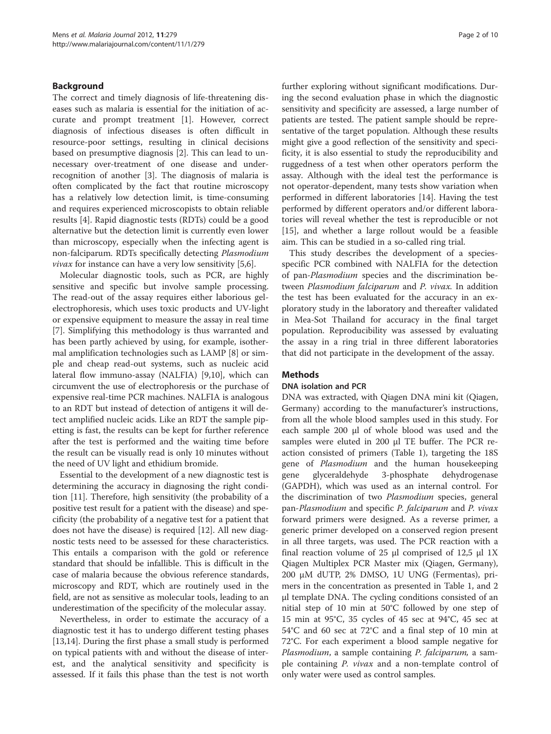## Background

The correct and timely diagnosis of life-threatening diseases such as malaria is essential for the initiation of accurate and prompt treatment [1]. However, correct diagnosis of infectious diseases is often difficult in resource-poor settings, resulting in clinical decisions based on presumptive diagnosis [2]. This can lead to unnecessary over-treatment of one disease and under-recognition of another [3]. The diagnosis of malaria is often complicated by the fact that routine microscopy has a relatively low detection limit, is time-consuming and requires experienced microscopists to obtain reliable results [4]. Rapid diagnostic tests (RDTs) could be a good alternative but the detection limit is currently even lower than microscopy, especially when the infecting agent is non-falciparum. RDTs specifically detecting *Plasmodium vivax* for instance can have a very low sensitivity [5,6].

Molecular diagnostic tools, such as PCR, are highly sensitive and specific but involve sample processing. The read-out of the assay requires either laborious gel-electrophoresis, which uses toxic products and UV-light or expensive equipment to measure the assay in real time [7]. Simplifying this methodology is thus warranted and has been partly achieved by using, for example, isothermal amplification technologies such as LAMP [8] or simple and cheap read-out systems, such as nucleic acid lateral flow immuno-assay (NALFIA) [9,10], which can circumvent the use of electrophoresis or the purchase of expensive real-time PCR machines. NALFIA is analogous to an RDT but instead of detection of antigens it will detect amplified nucleic acids. Like an RDT the sample pipetting is fast, the results can be kept for further reference after the test is performed and the waiting time before the result can be visually read is only 10 minutes without the need of UV light and ethidium bromide.

Essential to the development of a new diagnostic test is determining the accuracy in diagnosing the right condition [11]. Therefore, high sensitivity (the probability of a positive test result for a patient with the disease) and specificity (the probability of a negative test for a patient that does not have the disease) is required [12]. All new diagnostic tests need to be assessed for these characteristics. This entails a comparison with the gold or reference standard that should be infallible. This is difficult in the case of malaria because the obvious reference standards, microscopy and RDT, which are routinely used in the field, are not as sensitive as molecular tools, leading to an underestimation of the specificity of the molecular assay.

Nevertheless, in order to estimate the accuracy of a diagnostic test it has to undergo different testing phases [13,14]. During the first phase a small study is performed on typical patients with and without the disease of interest, and the analytical sensitivity and specificity is assessed. If it fails this phase than the test is not worth further exploring without significant modifications. During the second evaluation phase in which the diagnostic sensitivity and specificity are assessed, a large number of patients are tested. The patient sample should be representative of the target population. Although these results might give a good reflection of the sensitivity and specificity, it is also essential to study the reproducibility and ruggedness of a test when other operators perform the assay. Although with the ideal test the performance is not operator-dependent, many tests show variation when performed in different laboratories [14]. Having the test performed by different operators and/or different laboratories will reveal whether the test is reproducible or not [15], and whether a large rollout would be a feasible aim. This can be studied in a so-called ring trial.

This study describes the development of a species-specific PCR combined with NALFIA for the detection of pan-*Plasmodium* species and the discrimination between *Plasmodium falciparum* and *P. vivax*. In addition the test has been evaluated for the accuracy in an exploratory study in the laboratory and thereafter validated in Mea-Sot Thailand for accuracy in the final target population. Reproducibility was assessed by evaluating the assay in a ring trial in three different laboratories that did not participate in the development of the assay.

## Methods

### DNA isolation and PCR

DNA was extracted, with Qiagen DNA mini kit (Qiagen, Germany) according to the manufacturer's instructions, from all the whole blood samples used in this study. For each sample 200 μl of whole blood was used and the samples were eluted in 200 μl TE buffer. The PCR reaction consisted of primers (Table 1), targeting the 18S gene of *Plasmodium* and the human housekeeping gene glyceraldehyde 3-phosphate dehydrogenase (GAPDH), which was used as an internal control. For the discrimination of two *Plasmodium* species, general pan-*Plasmodium* and specific *P. falciparum* and *P. vivax* forward primers were designed. As a reverse primer, a generic primer developed on a conserved region present in all three targets, was used. The PCR reaction with a final reaction volume of 25 μl comprised of 12,5 μl 1X Qiagen Multiplex PCR Master mix (Qiagen, Germany), 200 μM dUTP, 2% DMSO, 1U UNG (Fermentas), primers in the concentration as presented in Table 1, and 2 μl template DNA. The cycling conditions consisted of an nitial step of 10 min at 50°C followed by one step of 15 min at 95°C, 35 cycles of 45 sec at 94°C, 45 sec at 54°C and 60 sec at 72°C and a final step of 10 min at 72°C. For each experiment a blood sample negative for *Plasmodium*, a sample containing *P. falciparum,* a sample containing *P. vivax* and a non-template control of only water were used as control samples.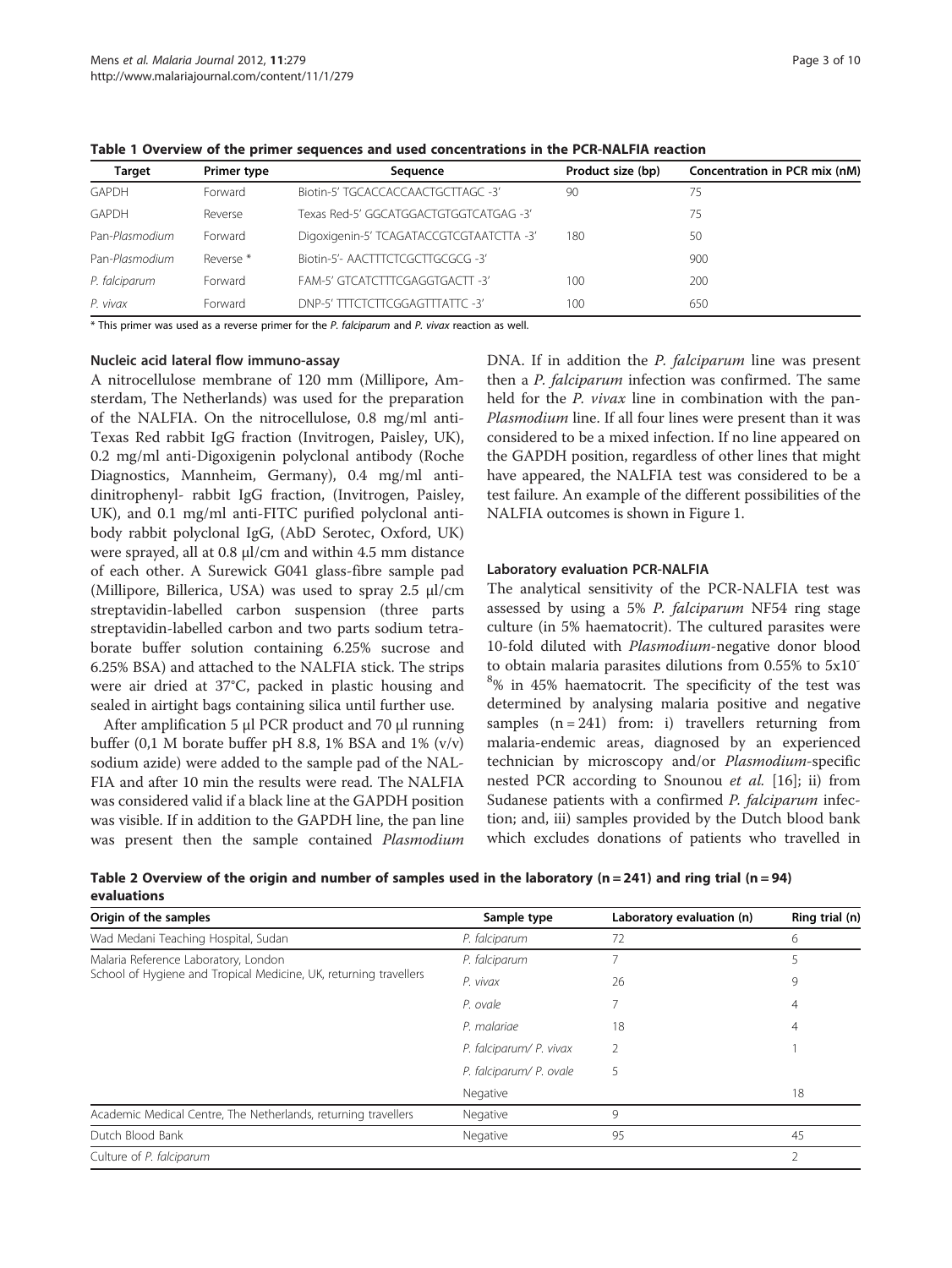**Table 1 Overview of the primer sequences and used concentrations in the PCR-NALFIA reaction**

| Target | Primer type | Sequence | Product size (bp) | Concentration in PCR mix (nM) |
|---|---|---|---|---|
| GAPDH | Forward | Biotin-5' TGCACCACCAACTGCTTAGC -3' | 90 | 75 |
| GAPDH | Reverse | Texas Red-5' GGCATGGACTGTGGTCATGAG -3' | | 75 |
| Pan-*Plasmodium* | Forward | Digoxigenin-5' TCAGATACCGTCGTAATCTTA -3' | 180 | 50 |
| Pan-*Plasmodium* | Reverse * | Biotin-5'- AACTTTCTCGCTTGCGCG -3' | | 900 |
| *P. falciparum* | Forward | FAM-5' GTCATCTTTCGAGGTGACTT -3' | 100 | 200 |
| *P. vivax* | Forward | DNP-5' TTTCTCTTCGGAGTTTATTC -3' | 100 | 650 |

\* This primer was used as a reverse primer for the *P. falciparum* and *P. vivax* reaction as well.

### Nucleic acid lateral flow immuno-assay

A nitrocellulose membrane of 120 mm (Millipore, Amsterdam, The Netherlands) was used for the preparation of the NALFIA. On the nitrocellulose, 0.8 mg/ml anti-Texas Red rabbit IgG fraction (Invitrogen, Paisley, UK), 0.2 mg/ml anti-Digoxigenin polyclonal antibody (Roche Diagnostics, Mannheim, Germany), 0.4 mg/ml anti-dinitrophenyl- rabbit IgG fraction, (Invitrogen, Paisley, UK), and 0.1 mg/ml anti-FITC purified polyclonal antibody rabbit polyclonal IgG, (AbD Serotec, Oxford, UK) were sprayed, all at 0.8 μl/cm and within 4.5 mm distance of each other. A Surewick G041 glass-fibre sample pad (Millipore, Billerica, USA) was used to spray 2.5 μl/cm streptavidin-labelled carbon suspension (three parts streptavidin-labelled carbon and two parts sodium tetraborate buffer solution containing 6.25% sucrose and 6.25% BSA) and attached to the NALFIA stick. The strips were air dried at 37°C, packed in plastic housing and sealed in airtight bags containing silica until further use.

After amplification 5 μl PCR product and 70 μl running buffer (0,1 M borate buffer pH 8.8, 1% BSA and 1% (v/v) sodium azide) were added to the sample pad of the NALFIA and after 10 min the results were read. The NALFIA was considered valid if a black line at the GAPDH position was visible. If in addition to the GAPDH line, the pan line was present then the sample contained *Plasmodium* DNA. If in addition the *P. falciparum* line was present then a *P. falciparum* infection was confirmed. The same held for the *P. vivax* line in combination with the pan-*Plasmodium* line. If all four lines were present than it was considered to be a mixed infection. If no line appeared on the GAPDH position, regardless of other lines that might have appeared, the NALFIA test was considered to be a test failure. An example of the different possibilities of the NALFIA outcomes is shown in Figure 1.

### Laboratory evaluation PCR-NALFIA

The analytical sensitivity of the PCR-NALFIA test was assessed by using a 5% *P. falciparum* NF54 ring stage culture (in 5% haematocrit). The cultured parasites were 10-fold diluted with *Plasmodium*-negative donor blood to obtain malaria parasites dilutions from 0.55% to $5x10^{-8}$% in 45% haematocrit. The specificity of the test was determined by analysing malaria positive and negative samples (n = 241) from: i) travellers returning from malaria-endemic areas, diagnosed by an experienced technician by microscopy and/or *Plasmodium*-specific nested PCR according to Snounou *et al.* [16]; ii) from Sudanese patients with a confirmed *P. falciparum* infection; and, iii) samples provided by the Dutch blood bank which excludes donations of patients who travelled in

**Table 2 Overview of the origin and number of samples used in the laboratory (n = 241) and ring trial (n = 94) evaluations**

| Origin of the samples | Sample type | Laboratory evaluation (n) | Ring trial (n) |
|---|---|---|---|
| Wad Medani Teaching Hospital, Sudan | *P. falciparum* | 72 | 6 |
| Malaria Reference Laboratory, London School of Hygiene and Tropical Medicine, UK, returning travellers | *P. falciparum* | 7 | 5 |
| | *P. vivax* | 26 | 9 |
| | *P. ovale* | 7 | 4 |
| | *P. malariae* | 18 | 4 |
| | *P. falciparum/ P. vivax* | 2 | 1 |
| | *P. falciparum/ P. ovale* | 5 | |
| | Negative | | 18 |
| Academic Medical Centre, The Netherlands, returning travellers | Negative | 9 | |
| Dutch Blood Bank | Negative | 95 | 45 |
| Culture of *P. falciparum* | | | 2 |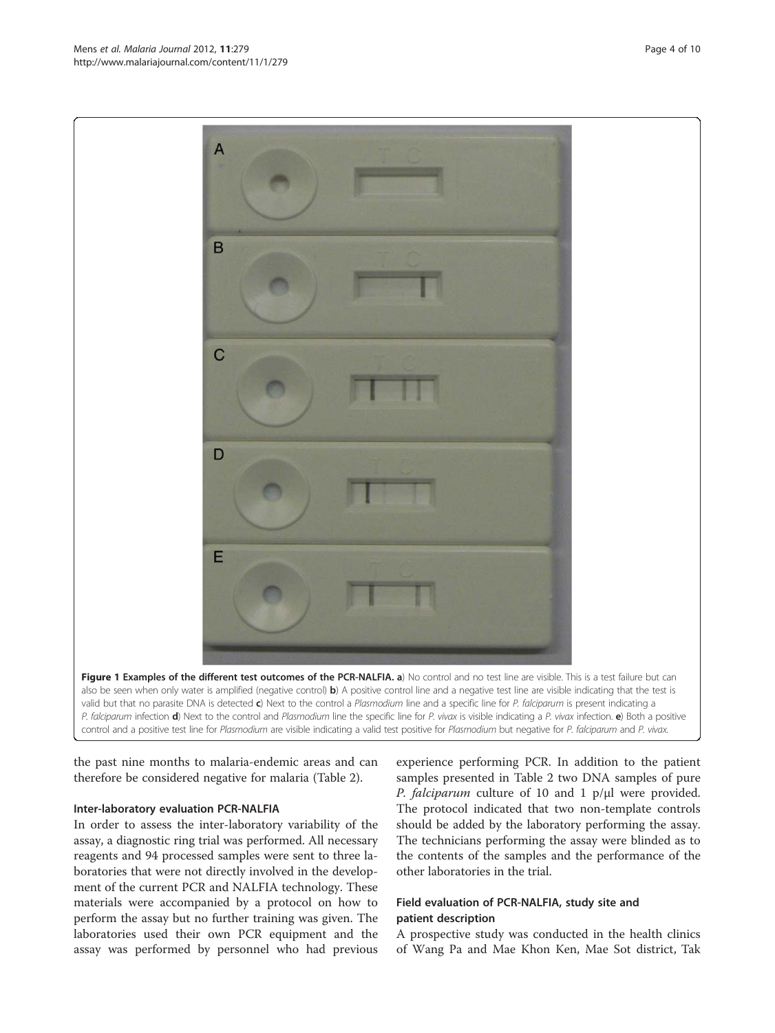**Figure 1 Examples of the different test outcomes of the PCR-NALFIA. a**) No control and no test line are visible. This is a test failure but can also be seen when only water is amplified (negative control) **b**) A positive control line and a negative test line are visible indicating that the test is valid but that no parasite DNA is detected **c**) Next to the control a *Plasmodium* line and a specific line for *P. falciparum* is present indicating a *P. falciparum* infection **d**) Next to the control and *Plasmodium* line the specific line for *P. vivax* is visible indicating a *P. vivax* infection. **e**) Both a positive control and a positive test line for *Plasmodium* are visible indicating a valid test positive for *Plasmodium* but negative for *P. falciparum* and *P. vivax*.

the past nine months to malaria-endemic areas and can therefore be considered negative for malaria (Table 2).

### Inter-laboratory evaluation PCR-NALFIA

In order to assess the inter-laboratory variability of the assay, a diagnostic ring trial was performed. All necessary reagents and 94 processed samples were sent to three laboratories that were not directly involved in the development of the current PCR and NALFIA technology. These materials were accompanied by a protocol on how to perform the assay but no further training was given. The laboratories used their own PCR equipment and the assay was performed by personnel who had previous experience performing PCR. In addition to the patient samples presented in Table 2 two DNA samples of pure *P. falciparum* culture of 10 and 1 p/μl were provided. The protocol indicated that two non-template controls should be added by the laboratory performing the assay. The technicians performing the assay were blinded as to the contents of the samples and the performance of the other laboratories in the trial.

### Field evaluation of PCR-NALFIA, study site and patient description

A prospective study was conducted in the health clinics of Wang Pa and Mae Khon Ken, Mae Sot district, Tak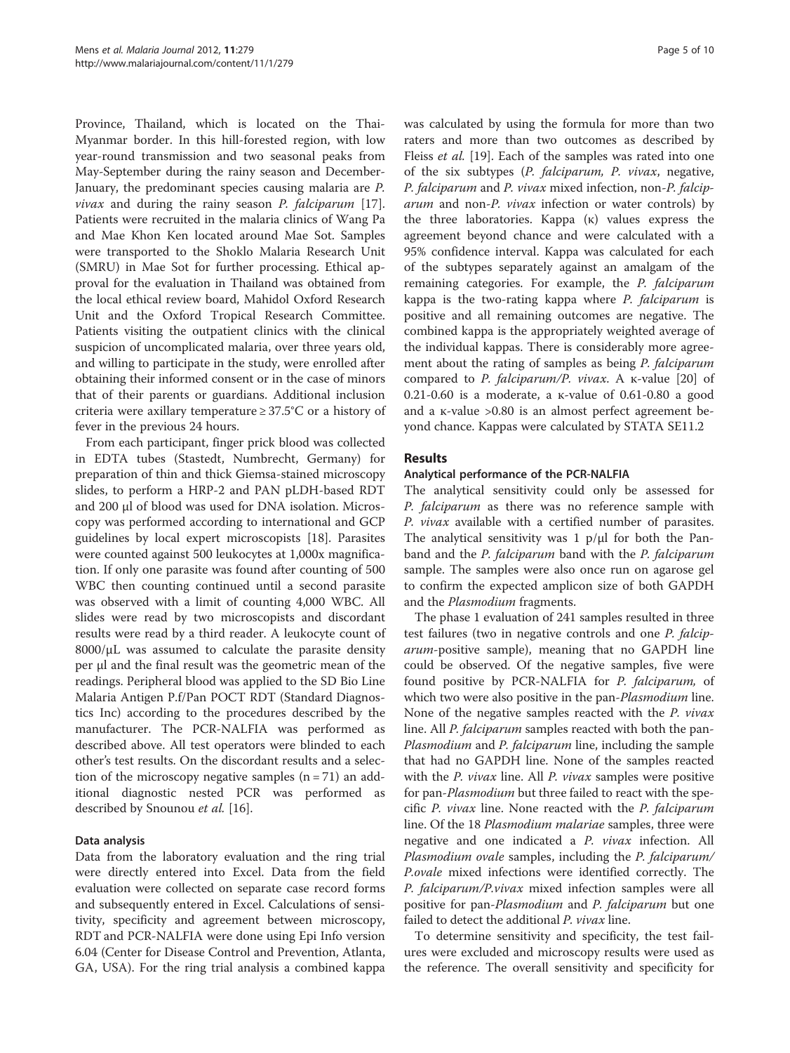Province, Thailand, which is located on the Thai-Myanmar border. In this hill-forested region, with low year-round transmission and two seasonal peaks from May-September during the rainy season and December-January, the predominant species causing malaria are *P. vivax* and during the rainy season *P. falciparum* [17]. Patients were recruited in the malaria clinics of Wang Pa and Mae Khon Ken located around Mae Sot. Samples were transported to the Shoklo Malaria Research Unit (SMRU) in Mae Sot for further processing. Ethical approval for the evaluation in Thailand was obtained from the local ethical review board, Mahidol Oxford Research Unit and the Oxford Tropical Research Committee. Patients visiting the outpatient clinics with the clinical suspicion of uncomplicated malaria, over three years old, and willing to participate in the study, were enrolled after obtaining their informed consent or in the case of minors that of their parents or guardians. Additional inclusion criteria were axillary temperature ≥ 37.5°C or a history of fever in the previous 24 hours.

From each participant, finger prick blood was collected in EDTA tubes (Stastedt, Numbrecht, Germany) for preparation of thin and thick Giemsa-stained microscopy slides, to perform a HRP-2 and PAN pLDH-based RDT and 200 μl of blood was used for DNA isolation. Microscopy was performed according to international and GCP guidelines by local expert microscopists [18]. Parasites were counted against 500 leukocytes at 1,000x magnification. If only one parasite was found after counting of 500 WBC then counting continued until a second parasite was observed with a limit of counting 4,000 WBC. All slides were read by two microscopists and discordant results were read by a third reader. A leukocyte count of 8000/μL was assumed to calculate the parasite density per μl and the final result was the geometric mean of the readings. Peripheral blood was applied to the SD Bio Line Malaria Antigen P.f/Pan POCT RDT (Standard Diagnostics Inc) according to the procedures described by the manufacturer. The PCR-NALFIA was performed as described above. All test operators were blinded to each other's test results. On the discordant results and a selection of the microscopy negative samples (n = 71) an additional diagnostic nested PCR was performed as described by Snounou *et al.* [16].

### Data analysis

Data from the laboratory evaluation and the ring trial were directly entered into Excel. Data from the field evaluation were collected on separate case record forms and subsequently entered in Excel. Calculations of sensitivity, specificity and agreement between microscopy, RDT and PCR-NALFIA were done using Epi Info version 6.04 (Center for Disease Control and Prevention, Atlanta, GA, USA). For the ring trial analysis a combined kappa was calculated by using the formula for more than two raters and more than two outcomes as described by Fleiss *et al.* [19]. Each of the samples was rated into one of the six subtypes (*P. falciparum, P. vivax*, negative, *P. falciparum* and *P. vivax* mixed infection, non-*P. falciparum* and non-*P. vivax* infection or water controls) by the three laboratories. Kappa (κ) values express the agreement beyond chance and were calculated with a 95% confidence interval. Kappa was calculated for each of the subtypes separately against an amalgam of the remaining categories. For example, the *P. falciparum* kappa is the two-rating kappa where *P. falciparum* is positive and all remaining outcomes are negative. The combined kappa is the appropriately weighted average of the individual kappas. There is considerably more agreement about the rating of samples as being *P. falciparum* compared to *P. falciparum/P. vivax*. A κ-value [20] of 0.21-0.60 is a moderate, a κ-value of 0.61-0.80 a good and a κ-value >0.80 is an almost perfect agreement beyond chance. Kappas were calculated by STATA SE11.2

## Results

### Analytical performance of the PCR-NALFIA

The analytical sensitivity could only be assessed for *P. falciparum* as there was no reference sample with *P. vivax* available with a certified number of parasites. The analytical sensitivity was 1 p/μl for both the Pan-band and the *P. falciparum* band with the *P. falciparum* sample. The samples were also once run on agarose gel to confirm the expected amplicon size of both GAPDH and the *Plasmodium* fragments.

The phase 1 evaluation of 241 samples resulted in three test failures (two in negative controls and one *P. falciparum*-positive sample), meaning that no GAPDH line could be observed. Of the negative samples, five were found positive by PCR-NALFIA for *P. falciparum*, of which two were also positive in the pan-*Plasmodium* line. None of the negative samples reacted with the *P. vivax* line. All *P. falciparum* samples reacted with both the pan-*Plasmodium* and *P. falciparum* line, including the sample that had no GAPDH line. None of the samples reacted with the *P. vivax* line. All *P. vivax* samples were positive for pan-*Plasmodium* but three failed to react with the specific *P. vivax* line. None reacted with the *P. falciparum* line. Of the 18 *Plasmodium malariae* samples, three were negative and one indicated a *P. vivax* infection. All *Plasmodium ovale* samples, including the *P. falciparum/P.ovale* mixed infections were identified correctly. The *P. falciparum/P.vivax* mixed infection samples were all positive for pan-*Plasmodium* and *P. falciparum* but one failed to detect the additional *P. vivax* line.

To determine sensitivity and specificity, the test failures were excluded and microscopy results were used as the reference. The overall sensitivity and specificity for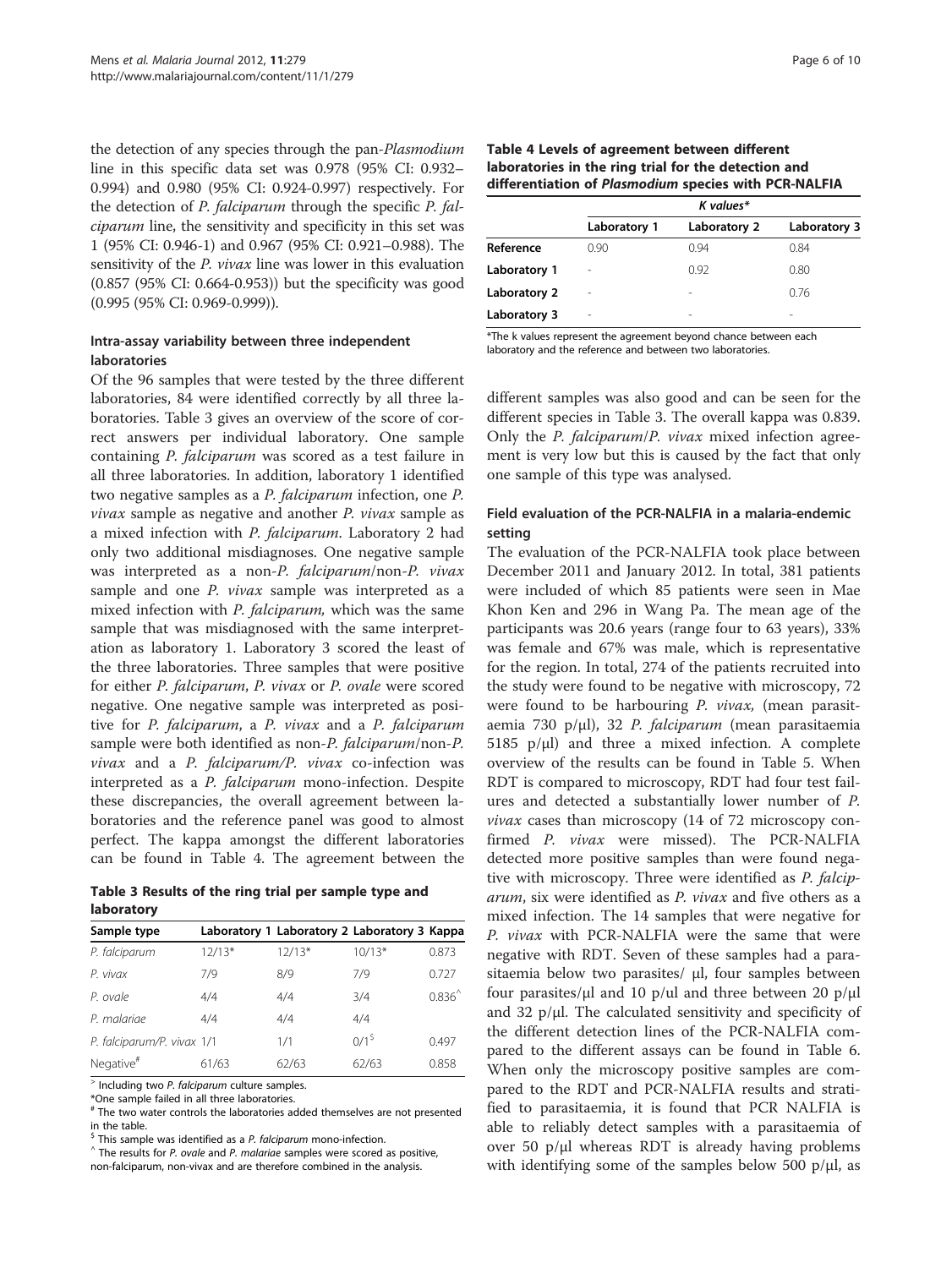the detection of any species through the pan-*Plasmodium* line in this specific data set was 0.978 (95% CI: 0.932–0.994) and 0.980 (95% CI: 0.924-0.997) respectively. For the detection of *P. falciparum* through the specific *P. falciparum* line, the sensitivity and specificity in this set was 1 (95% CI: 0.946-1) and 0.967 (95% CI: 0.921–0.988). The sensitivity of the *P. vivax* line was lower in this evaluation (0.857 (95% CI: 0.664-0.953)) but the specificity was good (0.995 (95% CI: 0.969-0.999)).

### Intra-assay variability between three independent laboratories

Of the 96 samples that were tested by the three different laboratories, 84 were identified correctly by all three laboratories. Table 3 gives an overview of the score of correct answers per individual laboratory. One sample containing *P. falciparum* was scored as a test failure in all three laboratories. In addition, laboratory 1 identified two negative samples as a *P. falciparum* infection, one *P. vivax* sample as negative and another *P. vivax* sample as a mixed infection with *P. falciparum*. Laboratory 2 had only two additional misdiagnoses. One negative sample was interpreted as a non-*P. falciparum*/non-*P. vivax* sample and one *P. vivax* sample was interpreted as a mixed infection with *P. falciparum,* which was the same sample that was misdiagnosed with the same interpretation as laboratory 1. Laboratory 3 scored the least of the three laboratories. Three samples that were positive for either *P. falciparum*, *P. vivax* or *P. ovale* were scored negative. One negative sample was interpreted as positive for *P. falciparum*, a *P. vivax* and a *P. falciparum* sample were both identified as non-*P. falciparum*/non-*P. vivax* and a *P. falciparum*/*P. vivax* co-infection was interpreted as a *P. falciparum* mono-infection. Despite these discrepancies, the overall agreement between laboratories and the reference panel was good to almost perfect. The kappa amongst the different laboratories can be found in Table 4. The agreement between the different samples was also good and can be seen for the different species in Table 3. The overall kappa was 0.839. Only the *P. falciparum*/*P. vivax* mixed infection agreement is very low but this is caused by the fact that only one sample of this type was analysed.

**Table 3 Results of the ring trial per sample type and laboratory**

| Sample type | Laboratory 1 | Laboratory 2 | Laboratory 3 | Kappa |
|---|---|---|---|---|
| *P. falciparum* | 12/13* | 12/13* | 10/13* | 0.873 |
| *P. vivax* | 7/9 | 8/9 | 7/9 | 0.727 |
| *P. ovale* | 4/4 | 4/4 | 3/4 | 0.836^ |
| *P. malariae* | 4/4 | 4/4 | 4/4 | |
| *P. falciparum*/*P. vivax* | 1/1 | 1/1 | 0/1$ | 0.497 |
| Negative# | 61/63 | 62/63 | 62/63 | 0.858 |

> Including two *P. falciparum* culture samples.

*One sample failed in all three laboratories.

# The two water controls the laboratories added themselves are not presented in the table.

$ This sample was identified as a *P. falciparum* mono-infection.

^ The results for *P. ovale* and *P. malariae* samples were scored as positive, non-falciparum, non-vivax and are therefore combined in the analysis.

**Table 4 Levels of agreement between different laboratories in the ring trial for the detection and differentiation of *Plasmodium* species with PCR-NALFIA**

| | K values* | | |
|---|---|---|---|
| | Laboratory 1 | Laboratory 2 | Laboratory 3 |
| **Reference** | 0.90 | 0.94 | 0.84 |
| **Laboratory 1** | - | 0.92 | 0.80 |
| **Laboratory 2** | - | - | 0.76 |
| **Laboratory 3** | - | - | - |

*The k values represent the agreement beyond chance between each laboratory and the reference and between two laboratories.

### Field evaluation of the PCR-NALFIA in a malaria-endemic setting

The evaluation of the PCR-NALFIA took place between December 2011 and January 2012. In total, 381 patients were included of which 85 patients were seen in Mae Khon Ken and 296 in Wang Pa. The mean age of the participants was 20.6 years (range four to 63 years), 33% was female and 67% was male, which is representative for the region. In total, 274 of the patients recruited into the study were found to be negative with microscopy, 72 were found to be harbouring *P. vivax,* (mean parasitaemia 730 p/μl), 32 *P. falciparum* (mean parasitaemia 5185 p/μl) and three a mixed infection. A complete overview of the results can be found in Table 5. When RDT is compared to microscopy, RDT had four test failures and detected a substantially lower number of *P. vivax* cases than microscopy (14 of 72 microscopy confirmed *P. vivax* were missed). The PCR-NALFIA detected more positive samples than were found negative with microscopy. Three were identified as *P. falciparum*, six were identified as *P. vivax* and five others as a mixed infection. The 14 samples that were negative for *P. vivax* with PCR-NALFIA were the same that were negative with RDT. Seven of these samples had a parasitaemia below two parasites/ μl, four samples between four parasites/μl and 10 p/ul and three between 20 p/μl and 32 p/μl. The calculated sensitivity and specificity of the different detection lines of the PCR-NALFIA compared to the different assays can be found in Table 6. When only the microscopy positive samples are compared to the RDT and PCR-NALFIA results and stratified to parasitaemia, it is found that PCR NALFIA is able to reliably detect samples with a parasitaemia of over 50 p/μl whereas RDT is already having problems with identifying some of the samples below 500 p/μl, as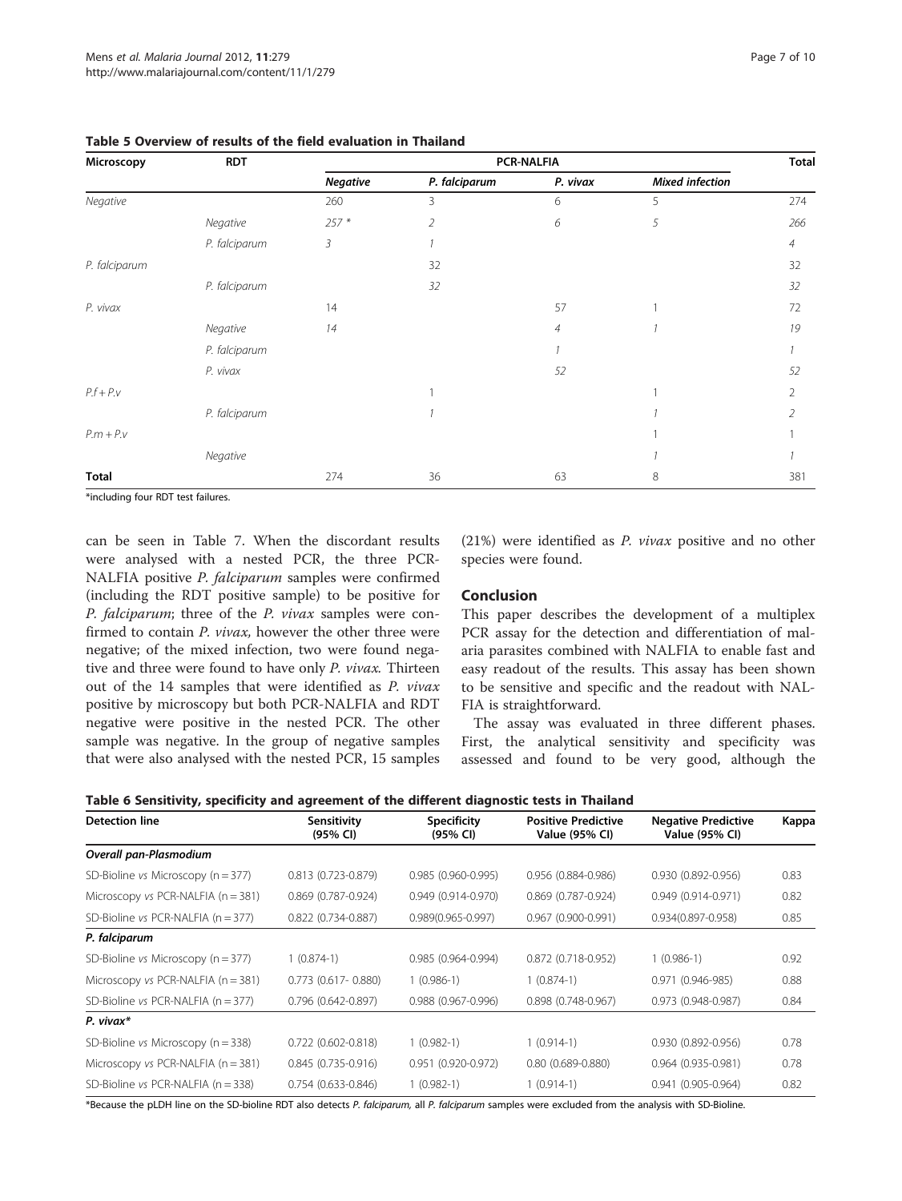**Table 5 Overview of results of the field evaluation in Thailand**

| Microscopy | RDT | PCR-NALFIA | | | | Total |
|---|---|---|---|---|---|---|
| | | *Negative* | *P. falciparum* | *P. vivax* | *Mixed infection* | |
| *Negative* | | 260 | 3 | 6 | 5 | 274 |
| | *Negative* | *257 ** | *2* | *6* | *5* | *266* |
| | *P. falciparum* | *3* | *1* | | | *4* |
| *P. falciparum* | | | 32 | | | 32 |
| | *P. falciparum* | | *32* | | | *32* |
| *P. vivax* | | 14 | | 57 | 1 | 72 |
| | *Negative* | *14* | | *4* | *1* | *19* |
| | *P. falciparum* | | | *1* | | *1* |
| | *P. vivax* | | | *52* | | *52* |
| *P.f + P.v* | | | 1 | | 1 | 2 |
| | *P. falciparum* | | *1* | | *1* | *2* |
| *P.m + P.v* | | | | | 1 | 1 |
| | *Negative* | | | | *1* | *1* |
| **Total** | | 274 | 36 | 63 | 8 | 381 |

*including four RDT test failures.

can be seen in Table 7. When the discordant results were analysed with a nested PCR, the three PCR-NALFIA positive *P. falciparum* samples were confirmed (including the RDT positive sample) to be positive for *P. falciparum*; three of the *P. vivax* samples were confirmed to contain *P. vivax*, however the other three were negative; of the mixed infection, two were found negative and three were found to have only *P. vivax*. Thirteen out of the 14 samples that were identified as *P. vivax* positive by microscopy but both PCR-NALFIA and RDT negative were positive in the nested PCR. The other sample was negative. In the group of negative samples that were also analysed with the nested PCR, 15 samples (21%) were identified as *P. vivax* positive and no other species were found.

## Conclusion

This paper describes the development of a multiplex PCR assay for the detection and differentiation of malaria parasites combined with NALFIA to enable fast and easy readout of the results. This assay has been shown to be sensitive and specific and the readout with NALFIA is straightforward.

The assay was evaluated in three different phases. First, the analytical sensitivity and specificity was assessed and found to be very good, although the

**Table 6 Sensitivity, specificity and agreement of the different diagnostic tests in Thailand**

| Detection line | Sensitivity (95% CI) | Specificity (95% CI) | Positive Predictive Value (95% CI) | Negative Predictive Value (95% CI) | Kappa |
|---|---|---|---|---|---|
| ***Overall pan-Plasmodium*** | | | | | |
| SD-Bioline *vs* Microscopy (n = 377) | 0.813 (0.723-0.879) | 0.985 (0.960-0.995) | 0.956 (0.884-0.986) | 0.930 (0.892-0.956) | 0.83 |
| Microscopy *vs* PCR-NALFIA (n = 381) | 0.869 (0.787-0.924) | 0.949 (0.914-0.970) | 0.869 (0.787-0.924) | 0.949 (0.914-0.971) | 0.82 |
| SD-Bioline *vs* PCR-NALFIA (n = 377) | 0.822 (0.734-0.887) | 0.989(0.965-0.997) | 0.967 (0.900-0.991) | 0.934(0.897-0.958) | 0.85 |
| ***P. falciparum*** | | | | | |
| SD-Bioline *vs* Microscopy (n = 377) | 1 (0.874-1) | 0.985 (0.964-0.994) | 0.872 (0.718-0.952) | 1 (0.986-1) | 0.92 |
| Microscopy *vs* PCR-NALFIA (n = 381) | 0.773 (0.617- 0.880) | 1 (0.986-1) | 1 (0.874-1) | 0.971 (0.946-985) | 0.88 |
| SD-Bioline *vs* PCR-NALFIA (n = 377) | 0.796 (0.642-0.897) | 0.988 (0.967-0.996) | 0.898 (0.748-0.967) | 0.973 (0.948-0.987) | 0.84 |
| ***P. vivax**** | | | | | |
| SD-Bioline *vs* Microscopy (n = 338) | 0.722 (0.602-0.818) | 1 (0.982-1) | 1 (0.914-1) | 0.930 (0.892-0.956) | 0.78 |
| Microscopy *vs* PCR-NALFIA (n = 381) | 0.845 (0.735-0.916) | 0.951 (0.920-0.972) | 0.80 (0.689-0.880) | 0.964 (0.935-0.981) | 0.78 |
| SD-Bioline *vs* PCR-NALFIA (n = 338) | 0.754 (0.633-0.846) | 1 (0.982-1) | 1 (0.914-1) | 0.941 (0.905-0.964) | 0.82 |

*Because the pLDH line on the SD-bioline RDT also detects *P. falciparum*, all *P. falciparum* samples were excluded from the analysis with SD-Bioline.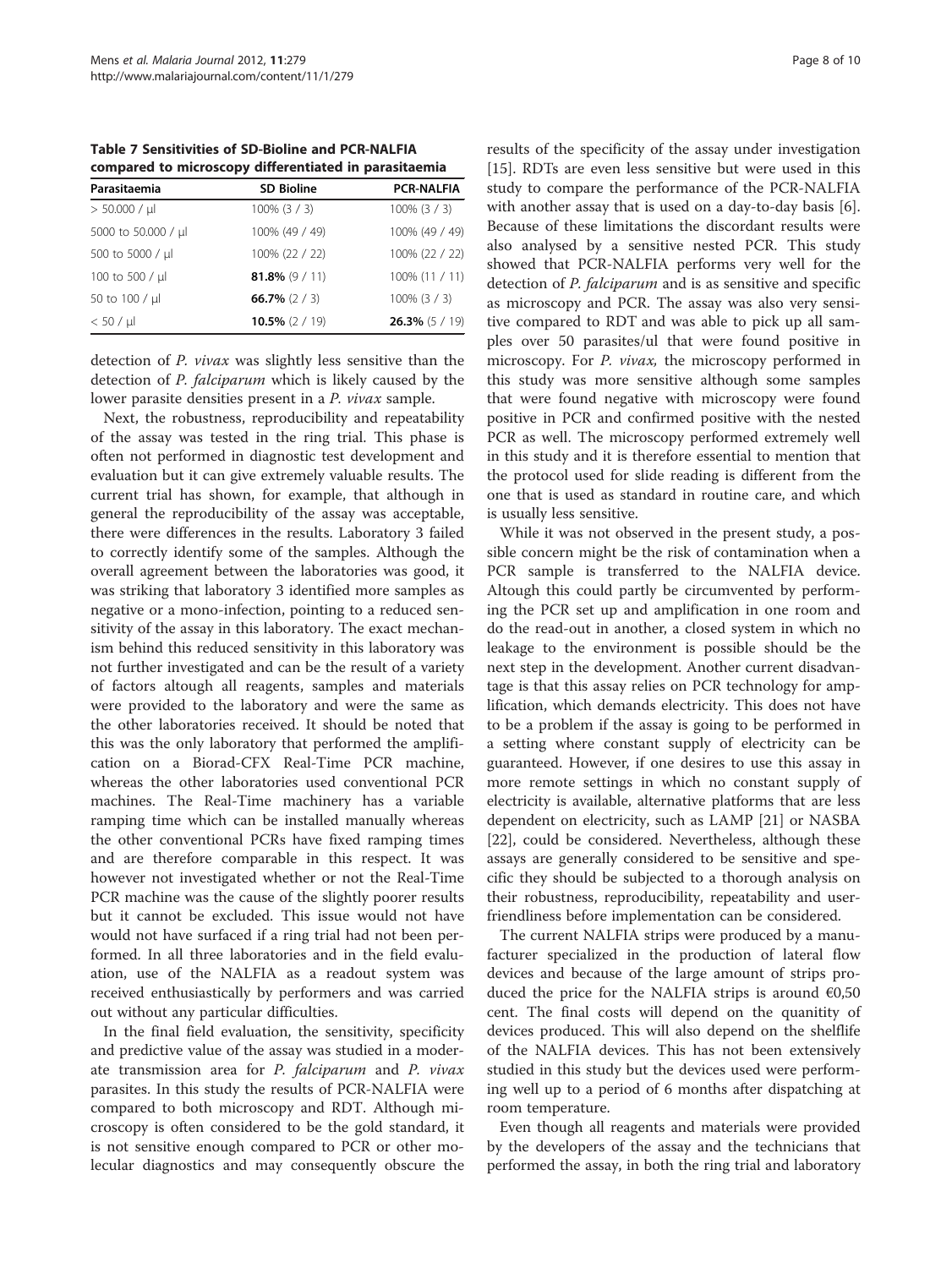**Table 7 Sensitivities of SD-Bioline and PCR-NALFIA compared to microscopy differentiated in parasitaemia**

| Parasitaemia | SD Bioline | PCR-NALFIA |
|---|---|---|
| > 50.000 / µl | 100% (3 / 3) | 100% (3 / 3) |
| 5000 to 50.000 / µl | 100% (49 / 49) | 100% (49 / 49) |
| 500 to 5000 / µl | 100% (22 / 22) | 100% (22 / 22) |
| 100 to 500 / µl | **81.8%** (9 / 11) | 100% (11 / 11) |
| 50 to 100 / µl | **66.7%** (2 / 3) | 100% (3 / 3) |
| < 50 / µl | **10.5%** (2 / 19) | **26.3%** (5 / 19) |

detection of *P. vivax* was slightly less sensitive than the detection of *P. falciparum* which is likely caused by the lower parasite densities present in a *P. vivax* sample.

Next, the robustness, reproducibility and repeatability of the assay was tested in the ring trial. This phase is often not performed in diagnostic test development and evaluation but it can give extremely valuable results. The current trial has shown, for example, that although in general the reproducibility of the assay was acceptable, there were differences in the results. Laboratory 3 failed to correctly identify some of the samples. Although the overall agreement between the laboratories was good, it was striking that laboratory 3 identified more samples as negative or a mono-infection, pointing to a reduced sensitivity of the assay in this laboratory. The exact mechanism behind this reduced sensitivity in this laboratory was not further investigated and can be the result of a variety of factors altough all reagents, samples and materials were provided to the laboratory and were the same as the other laboratories received. It should be noted that this was the only laboratory that performed the amplification on a Biorad-CFX Real-Time PCR machine, whereas the other laboratories used conventional PCR machines. The Real-Time machinery has a variable ramping time which can be installed manually whereas the other conventional PCRs have fixed ramping times and are therefore comparable in this respect. It was however not investigated whether or not the Real-Time PCR machine was the cause of the slightly poorer results but it cannot be excluded. This issue would not have would not have surfaced if a ring trial had not been performed. In all three laboratories and in the field evaluation, use of the NALFIA as a readout system was received enthusiastically by performers and was carried out without any particular difficulties.

In the final field evaluation, the sensitivity, specificity and predictive value of the assay was studied in a moderate transmission area for *P. falciparum* and *P. vivax* parasites. In this study the results of PCR-NALFIA were compared to both microscopy and RDT. Although microscopy is often considered to be the gold standard, it is not sensitive enough compared to PCR or other molecular diagnostics and may consequently obscure the results of the specificity of the assay under investigation [15]. RDTs are even less sensitive but were used in this study to compare the performance of the PCR-NALFIA with another assay that is used on a day-to-day basis [6]. Because of these limitations the discordant results were also analysed by a sensitive nested PCR. This study showed that PCR-NALFIA performs very well for the detection of *P. falciparum* and is as sensitive and specific as microscopy and PCR. The assay was also very sensitive compared to RDT and was able to pick up all samples over 50 parasites/ul that were found positive in microscopy. For *P. vivax*, the microscopy performed in this study was more sensitive although some samples that were found negative with microscopy were found positive in PCR and confirmed positive with the nested PCR as well. The microscopy performed extremely well in this study and it is therefore essential to mention that the protocol used for slide reading is different from the one that is used as standard in routine care, and which is usually less sensitive.

While it was not observed in the present study, a possible concern might be the risk of contamination when a PCR sample is transferred to the NALFIA device. Altough this could partly be circumvented by performing the PCR set up and amplification in one room and do the read-out in another, a closed system in which no leakage to the environment is possible should be the next step in the development. Another current disadvantage is that this assay relies on PCR technology for amplification, which demands electricity. This does not have to be a problem if the assay is going to be performed in a setting where constant supply of electricity can be guaranteed. However, if one desires to use this assay in more remote settings in which no constant supply of electricity is available, alternative platforms that are less dependent on electricity, such as LAMP [21] or NASBA [22], could be considered. Nevertheless, although these assays are generally considered to be sensitive and specific they should be subjected to a thorough analysis on their robustness, reproducibility, repeatability and user-friendliness before implementation can be considered.

The current NALFIA strips were produced by a manufacturer specialized in the production of lateral flow devices and because of the large amount of strips produced the price for the NALFIA strips is around €0,50 cent. The final costs will depend on the quanitity of devices produced. This will also depend on the shelflife of the NALFIA devices. This has not been extensively studied in this study but the devices used were performing well up to a period of 6 months after dispatching at room temperature.

Even though all reagents and materials were provided by the developers of the assay and the technicians that performed the assay, in both the ring trial and laboratory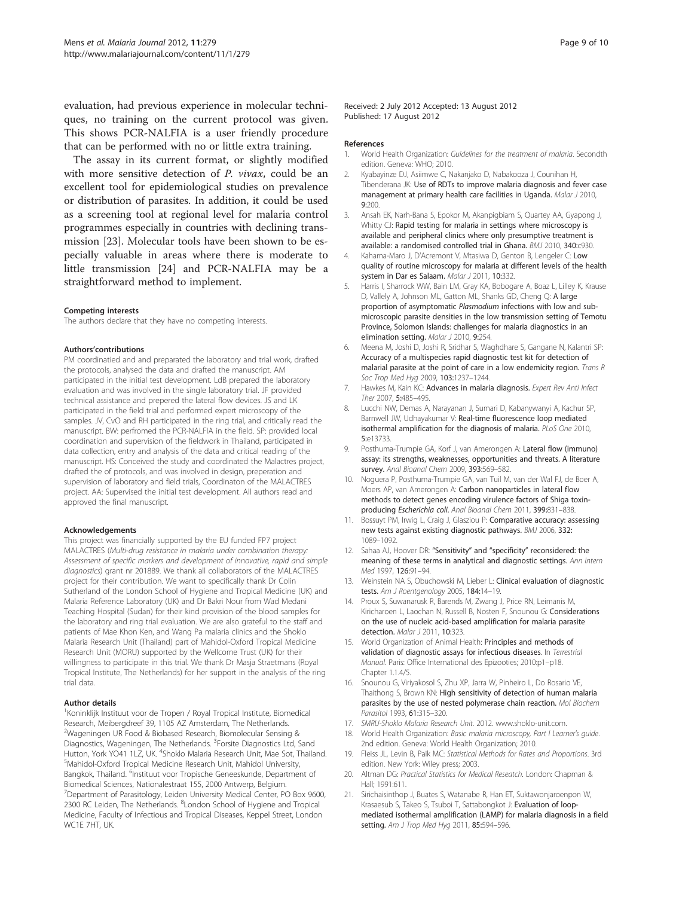evaluation, had previous experience in molecular techniques, no training on the current protocol was given. This shows PCR-NALFIA is a user friendly procedure that can be performed with no or little extra training.

The assay in its current format, or slightly modified with more sensitive detection of *P. vivax*, could be an excellent tool for epidemiological studies on prevalence or distribution of parasites. In addition, it could be used as a screening tool at regional level for malaria control programmes especially in countries with declining transmission [23]. Molecular tools have been shown to be especially valuable in areas where there is moderate to little transmission [24] and PCR-NALFIA may be a straightforward method to implement.

#### Competing interests
The authors declare that they have no competing interests.

#### Authors'contributions
PM coordinatied and and preparated the laboratory and trial work, drafted the protocols, analysed the data and drafted the manuscript. AM participated in the initial test development. LdB prepared the laboratory evaluation and was involved in the single laboratory trial. JF provided technical assistance and prepered the lateral flow devices. JS and LK participated in the field trial and performed expert microscopy of the samples. JV, CvO and RH participated in the ring trial, and critically read the manuscript. BW: perfromed the PCR-NALFIA in the field. SP: provided local coordination and supervision of the fieldwork in Thailand, participated in data collection, entry and analysis of the data and critical reading of the manuscript. HS: Conceived the study and coordinated the Malactres project, drafted the of protocols, and was involved in design, preperation and supervision of laboratory and field trials, Coordinaton of the MALACTRES project. AA: Supervised the initial test development. All authors read and approved the final manuscript.

#### Acknowledgements
This project was financially supported by the EU funded FP7 project MALACTRES (*Multi-drug resistance in malaria under combination therapy: Assessment of specific markers and development of innovative, rapid and simple diagnostics*) grant nr 201889. We thank all collaborators of the MALACTRES project for their contribution. We want to specifically thank Dr Colin Sutherland of the London School of Hygiene and Tropical Medicine (UK) and Malaria Reference Laboratory (UK) and Dr Bakri Nour from Wad Medani Teaching Hospital (Sudan) for their kind provision of the blood samples for the laboratory and ring trial evaluation. We are also grateful to the staff and patients of Mae Khon Ken, and Wang Pa malaria clinics and the Shoklo Malaria Research Unit (Thailand) part of Mahidol-Oxford Tropical Medicine Research Unit (MORU) supported by the Wellcome Trust (UK) for their willingness to participate in this trial. We thank Dr Masja Straetmans (Royal Tropical Institute, The Netherlands) for her support in the analysis of the ring trial data.

#### Author details
[1]Koninklijk Instituut voor de Tropen / Royal Tropical Institute, Biomedical Research, Meibergdreef 39, 1105 AZ Amsterdam, The Netherlands. [2]Wageningen UR Food & Biobased Research, Biomolecular Sensing & Diagnostics, Wageningen, The Netherlands. [3]Forsite Diagnostics Ltd, Sand Hutton, York YO41 1LZ, UK. [4]Shoklo Malaria Research Unit, Mae Sot, Thailand. [5]Mahidol-Oxford Tropical Medicine Research Unit, Mahidol University, Bangkok, Thailand. [6]Instituut voor Tropische Geneeskunde, Department of Biomedical Sciences, Nationalestraat 155, 2000 Antwerp, Belgium. [7]Department of Parasitology, Leiden University Medical Center, PO Box 9600, 2300 RC Leiden, The Netherlands. [8]London School of Hygiene and Tropical Medicine, Faculty of Infectious and Tropical Diseases, Keppel Street, London WC1E 7HT, UK.

Received: 2 July 2012 Accepted: 13 August 2012
Published: 17 August 2012

#### References
1. World Health Organization: *Guidelines for the treatment of malaria*. Secondth edition. Geneva: WHO; 2010.
2. Kyabayinze DJ, Asiimwe C, Nakanjako D, Nabakooza J, Counihan H, Tibenderana JK: **Use of RDTs to improve malaria diagnosis and fever case management at primary health care facilities in Uganda.** *Malar J* 2010, **9:**200.
3. Ansah EK, Narh-Bana S, Epokor M, Akanpigbiam S, Quartey AA, Gyapong J, Whitty CJ: **Rapid testing for malaria in settings where microscopy is available and peripheral clinics where only presumptive treatment is available: a randomised controlled trial in Ghana.** *BMJ* 2010, **340:**c930.
4. Kahama-Maro J, D'Acremont V, Mtasiwa D, Genton B, Lengeler C: **Low quality of routine microscopy for malaria at different levels of the health system in Dar es Salaam.** *Malar J* 2011, **10:**332.
5. Harris I, Sharrock WW, Bain LM, Gray KA, Bobogare A, Boaz L, Lilley K, Krause D, Vallely A, Johnson ML, Gatton ML, Shanks GD, Cheng Q: **A large proportion of asymptomatic *Plasmodium* infections with low and sub-microscopic parasite densities in the low transmission setting of Temotu Province, Solomon Islands: challenges for malaria diagnostics in an elimination setting.** *Malar J* 2010, **9:**254.
6. Meena M, Joshi D, Joshi R, Sridhar S, Waghdhare S, Gangane N, Kalantri SP: **Accuracy of a multispecies rapid diagnostic test kit for detection of malarial parasite at the point of care in a low endemicity region.** *Trans R Soc Trop Med Hyg* 2009, **103:**1237–1244.
7. Hawkes M, Kain KC: **Advances in malaria diagnosis.** *Expert Rev Anti Infect Ther* 2007, **5:**485–495.
8. Lucchi NW, Demas A, Narayanan J, Sumari D, Kabanywanyi A, Kachur SP, Barnwell JW, Udhayakumar V: **Real-time fluorescence loop mediated isothermal amplification for the diagnosis of malaria.** *PLoS One* 2010, **5:**e13733.
9. Posthuma-Trumpie GA, Korf J, van Amerongen A: **Lateral flow (immuno) assay: its strengths, weaknesses, opportunities and threats. A literature survey.** *Anal Bioanal Chem* 2009, **393:**569–582.
10. Noguera P, Posthuma-Trumpie GA, van Tuil M, van der Wal FJ, de Boer A, Moers AP, van Amerongen A: **Carbon nanoparticles in lateral flow methods to detect genes encoding virulence factors of Shiga toxin-producing *Escherichia coli*.** *Anal Bioanal Chem* 2011, **399:**831–838.
11. Bossuyt PM, Irwig L, Craig J, Glasziou P: **Comparative accuracy: assessing new tests against existing diagnostic pathways.** *BMJ* 2006, **332:** 1089–1092.
12. Sahaa AJ, Hoover DR: **"Sensitivity" and "specificity" reconsidered: the meaning of these terms in analytical and diagnostic settings.** *Ann Intern Med* 1997, **126:**91–94.
13. Weinstein NA S, Obuchowski M, Lieber L: **Clinical evaluation of diagnostic tests.** *Am J Roentgenology* 2005, **184:**14–19.
14. Proux S, Suwanarusk R, Barends M, Zwang J, Price RN, Leimanis M, Kiricharoen L, Laochan N, Russell B, Nosten F, Snounou G: **Considerations on the use of nucleic acid-based amplification for malaria parasite detection.** *Malar J* 2011, **10:**323.
15. World Organization of Animal Health: **Principles and methods of validation of diagnostic assays for infectious diseases**. In *Terrestrial Manual*. Paris: Office International des Epizooties; 2010:p1–p18. Chapter 1.1.4/5.
16. Snounou G, Viriyakosol S, Zhu XP, Jarra W, Pinheiro L, Do Rosario VE, Thaithong S, Brown KN: **High sensitivity of detection of human malaria parasites by the use of nested polymerase chain reaction.** *Mol Biochem Parasitol* 1993, **61:**315–320.
17. *SMRU-Shoklo Malaria Research Unit*. 2012. www.shoklo-unit.com.
18. World Health Organization: *Basic malaria microscopy, Part I Learner's guide*. 2nd edition. Geneva: World Health Organization; 2010.
19. Fleiss JL, Levin B, Paik MC: *Statistical Methods for Rates and Proportions*. 3rd edition. New York: Wiley press; 2003.
20. Altman DG: *Practical Statistics for Medical Reseatch*. London: Chapman & Hall; 1991:611.
21. Sirichaisinthop J, Buates S, Watanabe R, Han ET, Suktawonjaroenpon W, Krasaesub S, Takeo S, Tsuboi T, Sattabongkot J: **Evaluation of loop-mediated isothermal amplification (LAMP) for malaria diagnosis in a field setting.** *Am J Trop Med Hyg* 2011, **85:**594–596.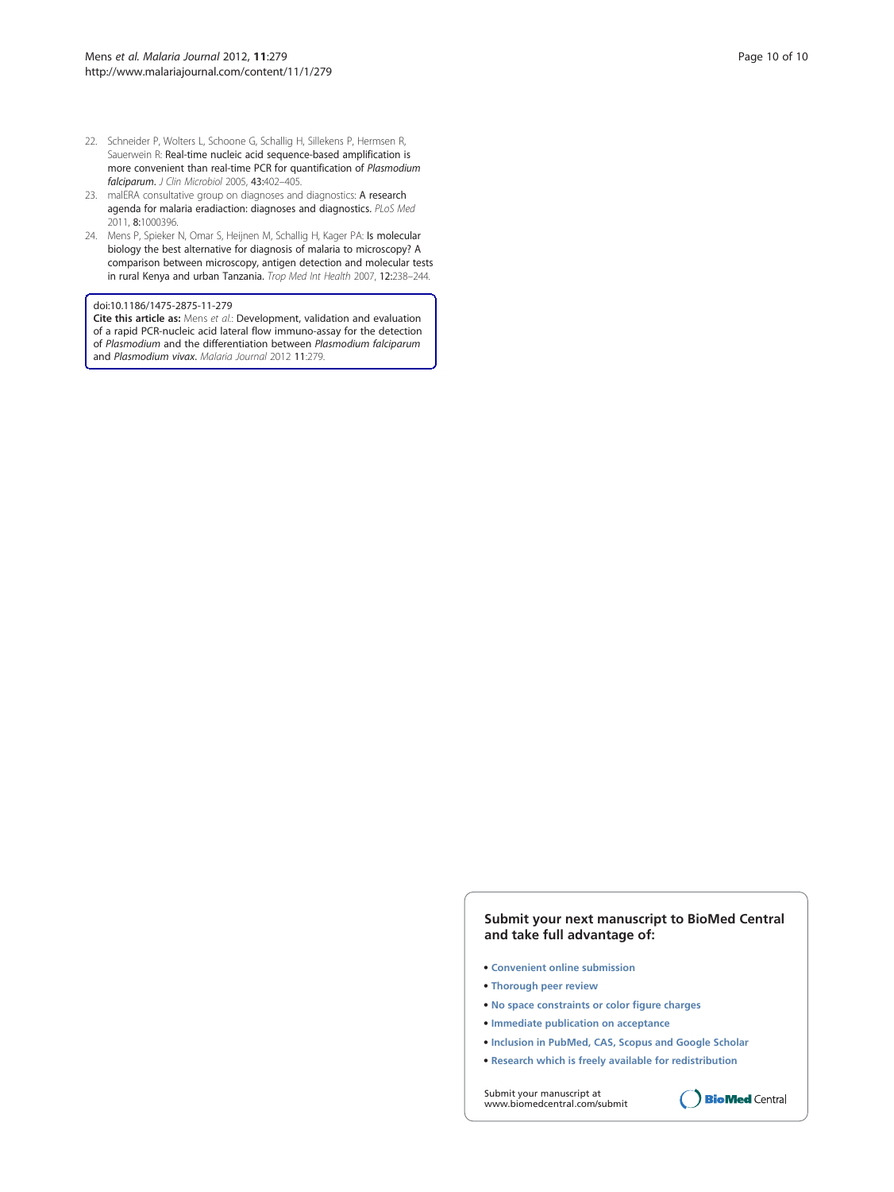22. Schneider P, Wolters L, Schoone G, Schallig H, Sillekens P, Hermsen R, Sauerwein R: **Real-time nucleic acid sequence-based amplification is more convenient than real-time PCR for quantification of *Plasmodium falciparum*.** *J Clin Microbiol* 2005, **43:**402–405.
23. malERA consultative group on diagnoses and diagnostics: **A research agenda for malaria eradiaction: diagnoses and diagnostics.** *PLoS Med* 2011, **8:**1000396.
24. Mens P, Spieker N, Omar S, Heijnen M, Schallig H, Kager PA: **Is molecular biology the best alternative for diagnosis of malaria to microscopy? A comparison between microscopy, antigen detection and molecular tests in rural Kenya and urban Tanzania.** *Trop Med Int Health* 2007, **12:**238–244.

doi:10.1186/1475-2875-11-279

**Cite this article as:** Mens *et al.*: Development, validation and evaluation of a rapid PCR-nucleic acid lateral flow immuno-assay for the detection of *Plasmodium* and the differentiation between *Plasmodium falciparum* and *Plasmodium vivax*. *Malaria Journal* 2012 **11**:279.

**Submit your next manuscript to BioMed Central and take full advantage of:**

- **Convenient online submission**
- **Thorough peer review**
- **No space constraints or color figure charges**
- **Immediate publication on acceptance**
- **Inclusion in PubMed, CAS, Scopus and Google Scholar**
- **Research which is freely available for redistribution**

Submit your manuscript at www.biomedcentral.com/submit

BioMed Central